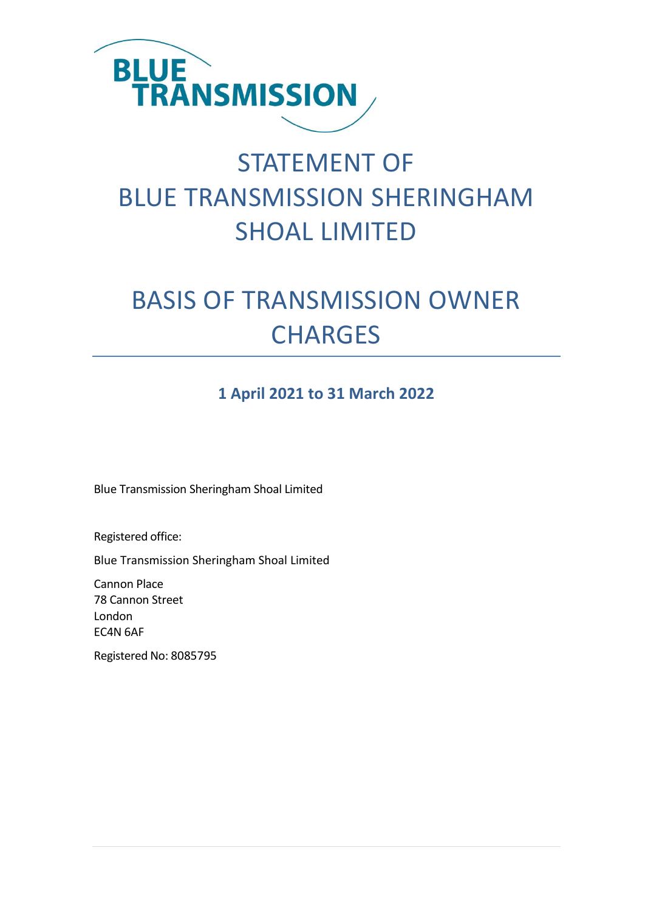BLUE TRANSMISSION

# STATEMENT OF BLUE TRANSMISSION SHERINGHAM SHOAL LIMITED

# BASIS OF TRANSMISSION OWNER CHARGES

**1 April 2021 to 31 March 2022**

Blue Transmission Sheringham Shoal Limited

Registered office:

Blue Transmission Sheringham Shoal Limited

Cannon Place
78 Cannon Street
London
EC4N 6AF

Registered No: 8085795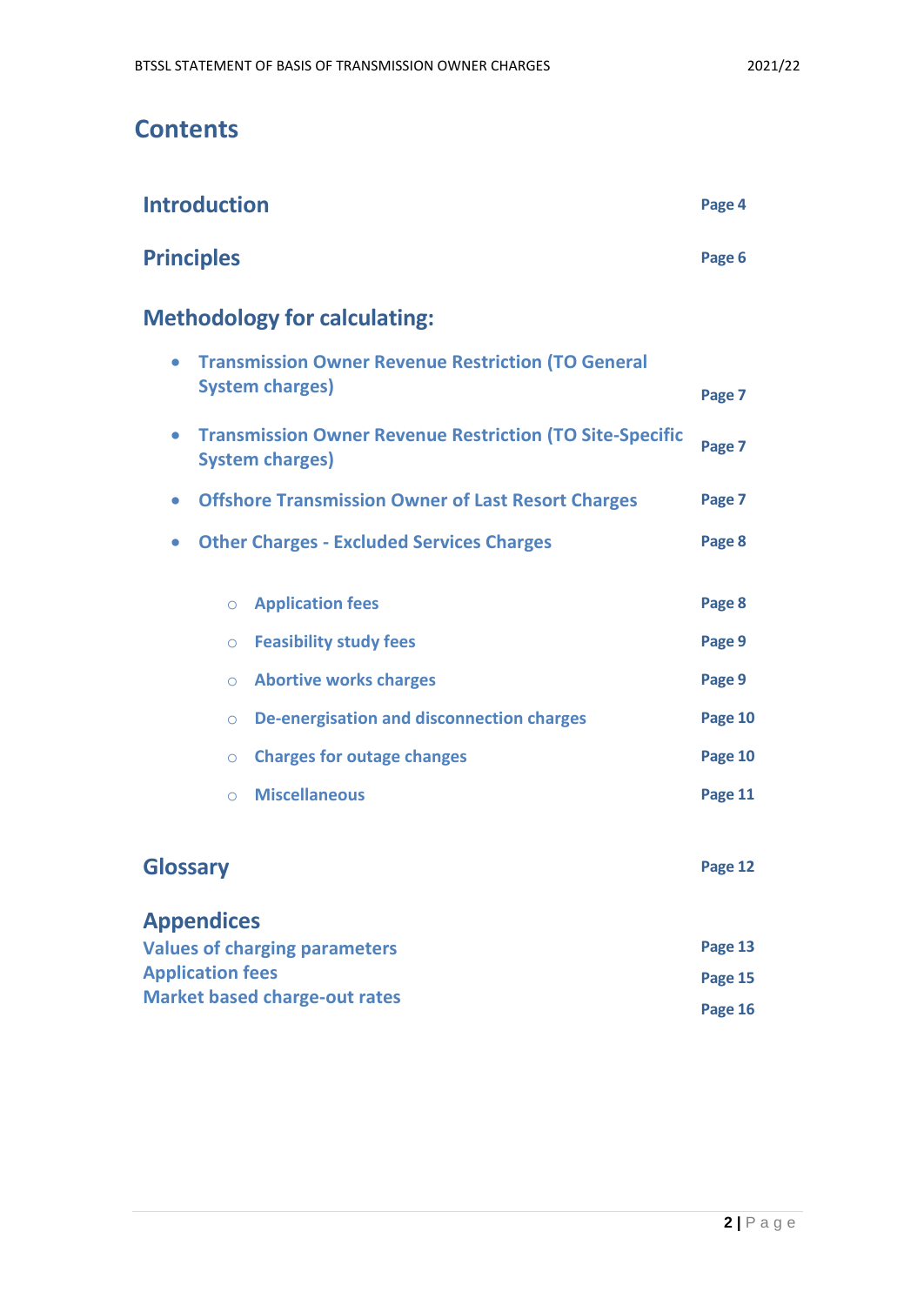# Contents

| | |
|---|---|
| **Introduction** | Page 4 |
| **Principles** | Page 6 |
| **Methodology for calculating:** | |
| • Transmission Owner Revenue Restriction (TO General System charges) | Page 7 |
| • Transmission Owner Revenue Restriction (TO Site-Specific System charges) | Page 7 |
| • Offshore Transmission Owner of Last Resort Charges | Page 7 |
| • Other Charges - Excluded Services Charges | Page 8 |
| ○ Application fees | Page 8 |
| ○ Feasibility study fees | Page 9 |
| ○ Abortive works charges | Page 9 |
| ○ De-energisation and disconnection charges | Page 10 |
| ○ Charges for outage changes | Page 10 |
| ○ Miscellaneous | Page 11 |
| **Glossary** | Page 12 |
| **Appendices** | |
| Values of charging parameters | Page 13 |
| Application fees | Page 15 |
| Market based charge-out rates | Page 16 |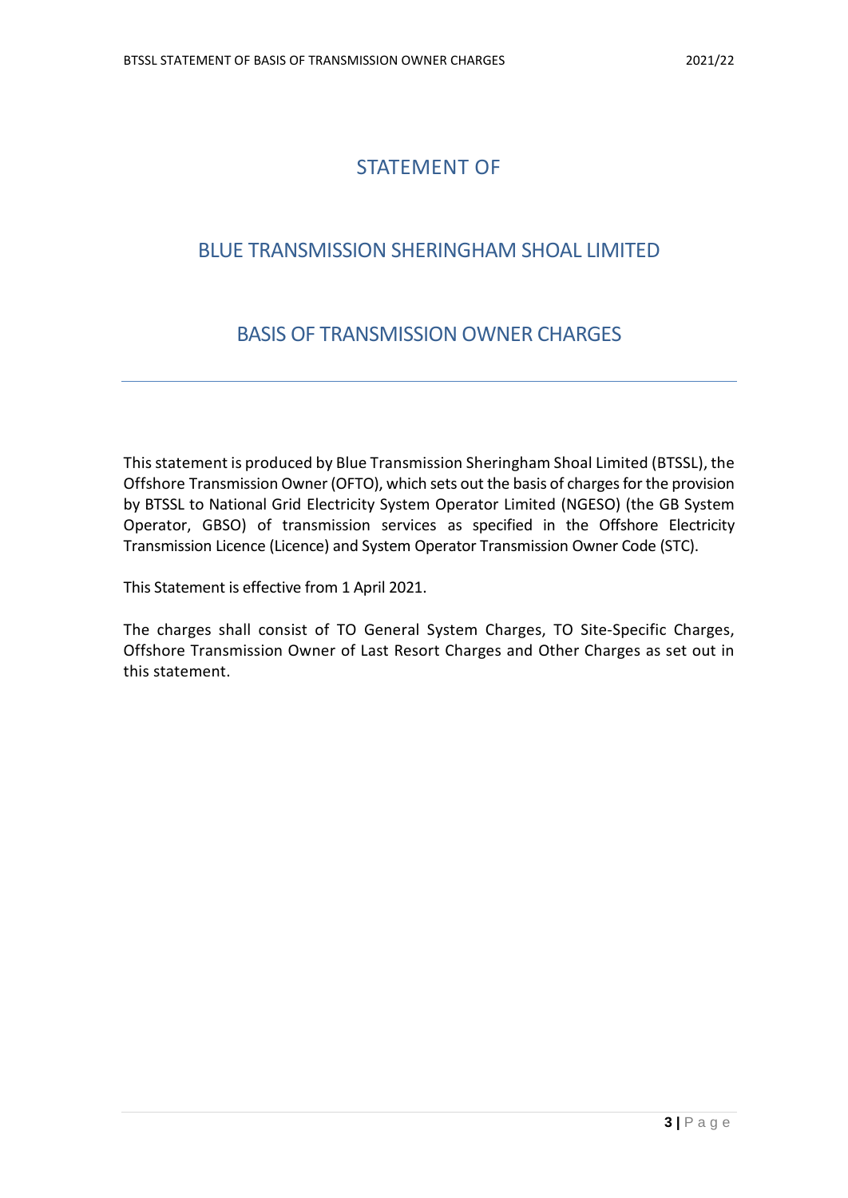# STATEMENT OF

# BLUE TRANSMISSION SHERINGHAM SHOAL LIMITED

# BASIS OF TRANSMISSION OWNER CHARGES

---

This statement is produced by Blue Transmission Sheringham Shoal Limited (BTSSL), the Offshore Transmission Owner (OFTO), which sets out the basis of charges for the provision by BTSSL to National Grid Electricity System Operator Limited (NGESO) (the GB System Operator, GBSO) of transmission services as specified in the Offshore Electricity Transmission Licence (Licence) and System Operator Transmission Owner Code (STC).

This Statement is effective from 1 April 2021.

The charges shall consist of TO General System Charges, TO Site-Specific Charges, Offshore Transmission Owner of Last Resort Charges and Other Charges as set out in this statement.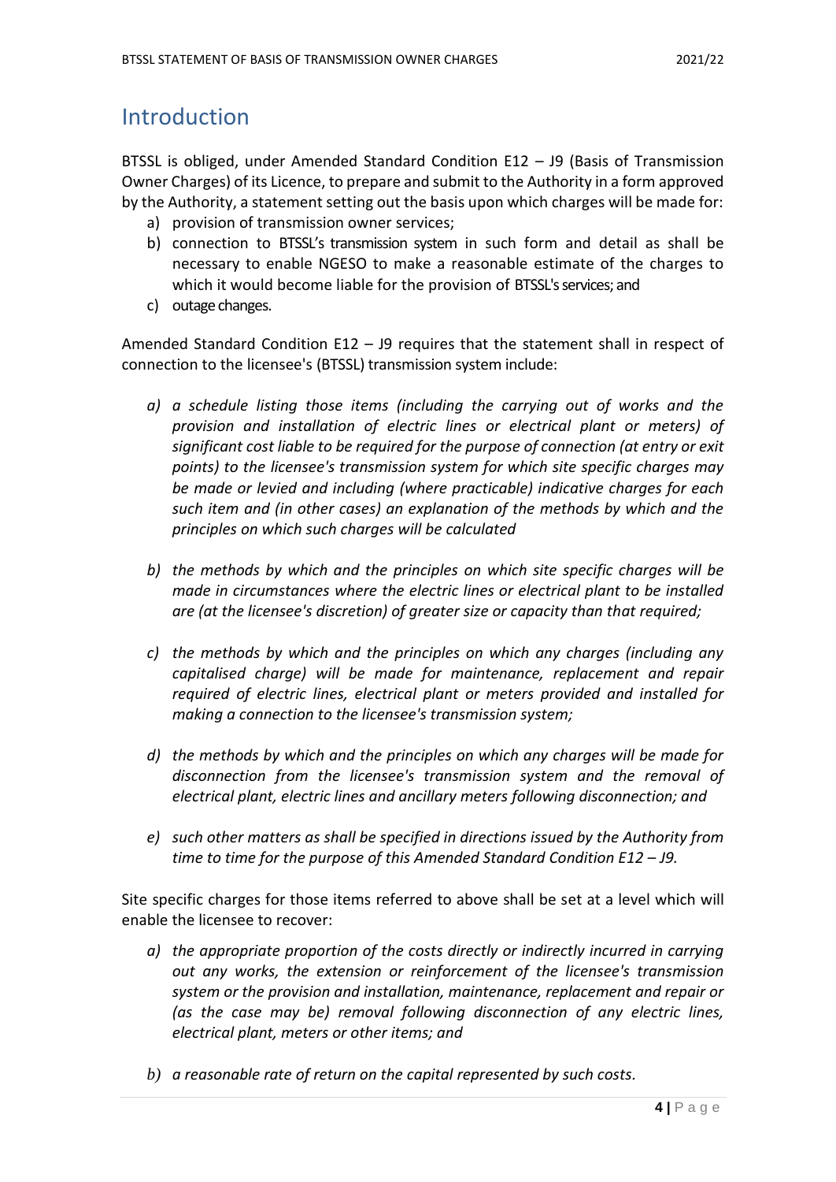# Introduction

BTSSL is obliged, under Amended Standard Condition E12 – J9 (Basis of Transmission Owner Charges) of its Licence, to prepare and submit to the Authority in a form approved by the Authority, a statement setting out the basis upon which charges will be made for:

a) provision of transmission owner services;
b) connection to BTSSL's transmission system in such form and detail as shall be necessary to enable NGESO to make a reasonable estimate of the charges to which it would become liable for the provision of BTSSL's services; and
c) outage changes.

Amended Standard Condition E12 – J9 requires that the statement shall in respect of connection to the licensee's (BTSSL) transmission system include:

*a) a schedule listing those items (including the carrying out of works and the provision and installation of electric lines or electrical plant or meters) of significant cost liable to be required for the purpose of connection (at entry or exit points) to the licensee's transmission system for which site specific charges may be made or levied and including (where practicable) indicative charges for each such item and (in other cases) an explanation of the methods by which and the principles on which such charges will be calculated*

*b) the methods by which and the principles on which site specific charges will be made in circumstances where the electric lines or electrical plant to be installed are (at the licensee's discretion) of greater size or capacity than that required;*

*c) the methods by which and the principles on which any charges (including any capitalised charge) will be made for maintenance, replacement and repair required of electric lines, electrical plant or meters provided and installed for making a connection to the licensee's transmission system;*

*d) the methods by which and the principles on which any charges will be made for disconnection from the licensee's transmission system and the removal of electrical plant, electric lines and ancillary meters following disconnection; and*

*e) such other matters as shall be specified in directions issued by the Authority from time to time for the purpose of this Amended Standard Condition E12 – J9.*

Site specific charges for those items referred to above shall be set at a level which will enable the licensee to recover:

*a) the appropriate proportion of the costs directly or indirectly incurred in carrying out any works, the extension or reinforcement of the licensee's transmission system or the provision and installation, maintenance, replacement and repair or (as the case may be) removal following disconnection of any electric lines, electrical plant, meters or other items; and*

*b) a reasonable rate of return on the capital represented by such costs.*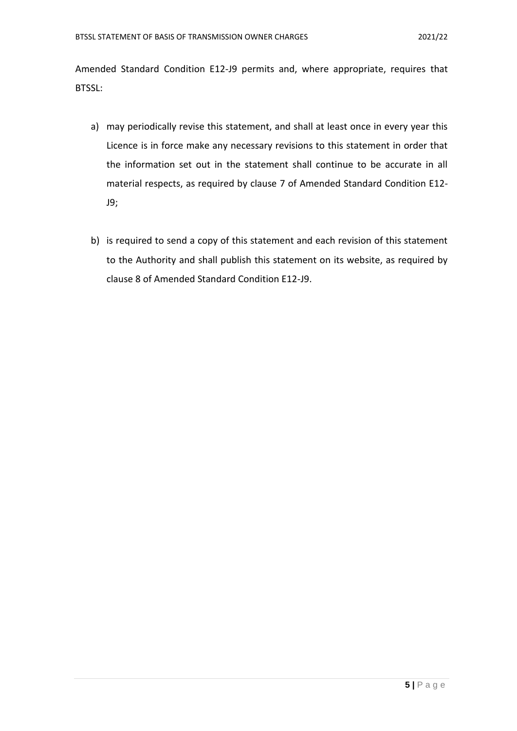Amended Standard Condition E12-J9 permits and, where appropriate, requires that BTSSL:

a) may periodically revise this statement, and shall at least once in every year this Licence is in force make any necessary revisions to this statement in order that the information set out in the statement shall continue to be accurate in all material respects, as required by clause 7 of Amended Standard Condition E12-J9;

b) is required to send a copy of this statement and each revision of this statement to the Authority and shall publish this statement on its website, as required by clause 8 of Amended Standard Condition E12-J9.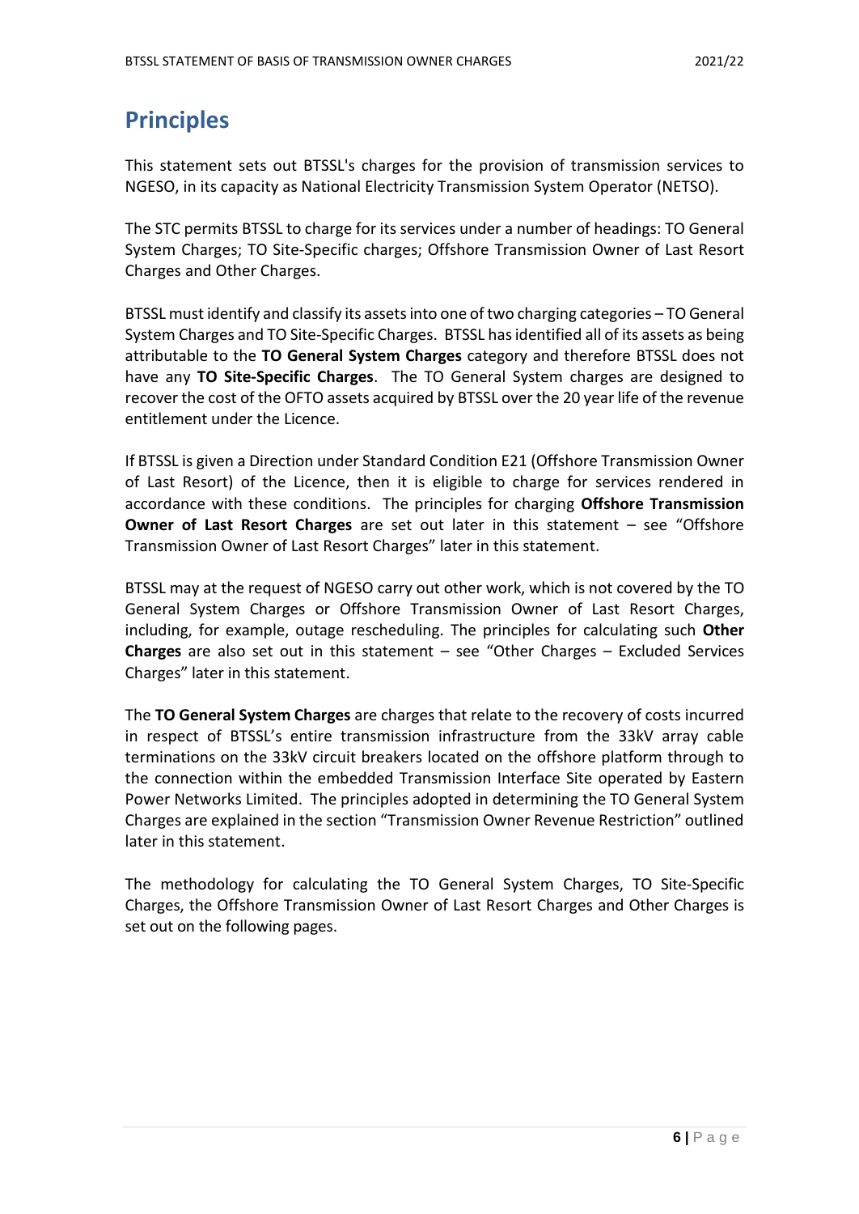# Principles

This statement sets out BTSSL's charges for the provision of transmission services to NGESO, in its capacity as National Electricity Transmission System Operator (NETSO).

The STC permits BTSSL to charge for its services under a number of headings: TO General System Charges; TO Site-Specific charges; Offshore Transmission Owner of Last Resort Charges and Other Charges.

BTSSL must identify and classify its assets into one of two charging categories – TO General System Charges and TO Site-Specific Charges. BTSSL has identified all of its assets as being attributable to the **TO General System Charges** category and therefore BTSSL does not have any **TO Site-Specific Charges**. The TO General System charges are designed to recover the cost of the OFTO assets acquired by BTSSL over the 20 year life of the revenue entitlement under the Licence.

If BTSSL is given a Direction under Standard Condition E21 (Offshore Transmission Owner of Last Resort) of the Licence, then it is eligible to charge for services rendered in accordance with these conditions. The principles for charging **Offshore Transmission Owner of Last Resort Charges** are set out later in this statement – see "Offshore Transmission Owner of Last Resort Charges" later in this statement.

BTSSL may at the request of NGESO carry out other work, which is not covered by the TO General System Charges or Offshore Transmission Owner of Last Resort Charges, including, for example, outage rescheduling. The principles for calculating such **Other Charges** are also set out in this statement – see "Other Charges – Excluded Services Charges" later in this statement.

The **TO General System Charges** are charges that relate to the recovery of costs incurred in respect of BTSSL's entire transmission infrastructure from the 33kV array cable terminations on the 33kV circuit breakers located on the offshore platform through to the connection within the embedded Transmission Interface Site operated by Eastern Power Networks Limited. The principles adopted in determining the TO General System Charges are explained in the section "Transmission Owner Revenue Restriction" outlined later in this statement.

The methodology for calculating the TO General System Charges, TO Site-Specific Charges, the Offshore Transmission Owner of Last Resort Charges and Other Charges is set out on the following pages.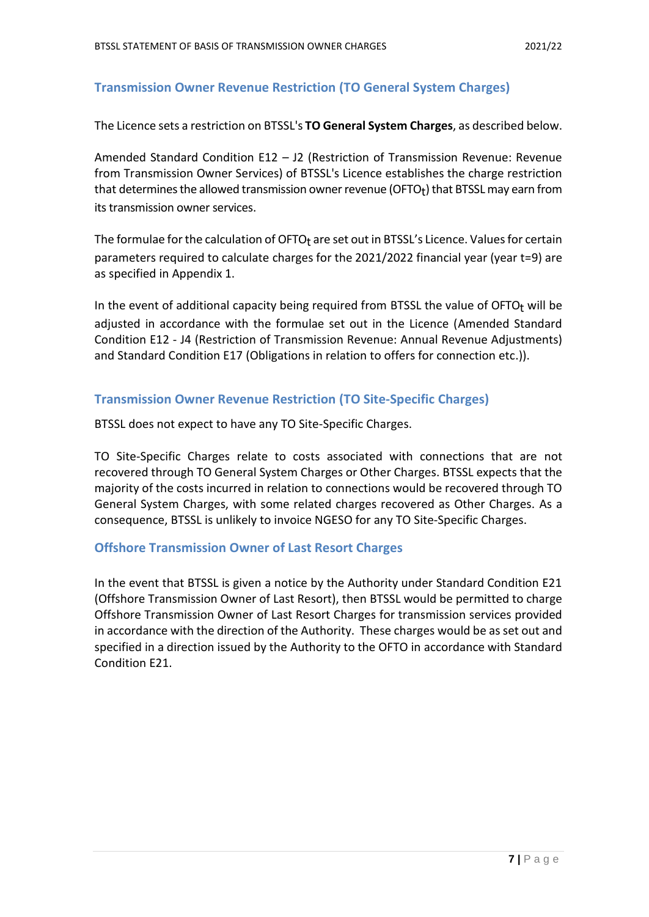## Transmission Owner Revenue Restriction (TO General System Charges)

The Licence sets a restriction on BTSSL's **TO General System Charges**, as described below.

Amended Standard Condition E12 – J2 (Restriction of Transmission Revenue: Revenue from Transmission Owner Services) of BTSSL's Licence establishes the charge restriction that determines the allowed transmission owner revenue ($OFTO_t$) that BTSSL may earn from its transmission owner services.

The formulae for the calculation of $OFTO_t$ are set out in BTSSL's Licence. Values for certain parameters required to calculate charges for the 2021/2022 financial year (year t=9) are as specified in Appendix 1.

In the event of additional capacity being required from BTSSL the value of $OFTO_t$ will be adjusted in accordance with the formulae set out in the Licence (Amended Standard Condition E12 - J4 (Restriction of Transmission Revenue: Annual Revenue Adjustments) and Standard Condition E17 (Obligations in relation to offers for connection etc.)).

## Transmission Owner Revenue Restriction (TO Site-Specific Charges)

BTSSL does not expect to have any TO Site-Specific Charges.

TO Site-Specific Charges relate to costs associated with connections that are not recovered through TO General System Charges or Other Charges. BTSSL expects that the majority of the costs incurred in relation to connections would be recovered through TO General System Charges, with some related charges recovered as Other Charges. As a consequence, BTSSL is unlikely to invoice NGESO for any TO Site-Specific Charges.

## Offshore Transmission Owner of Last Resort Charges

In the event that BTSSL is given a notice by the Authority under Standard Condition E21 (Offshore Transmission Owner of Last Resort), then BTSSL would be permitted to charge Offshore Transmission Owner of Last Resort Charges for transmission services provided in accordance with the direction of the Authority. These charges would be as set out and specified in a direction issued by the Authority to the OFTO in accordance with Standard Condition E21.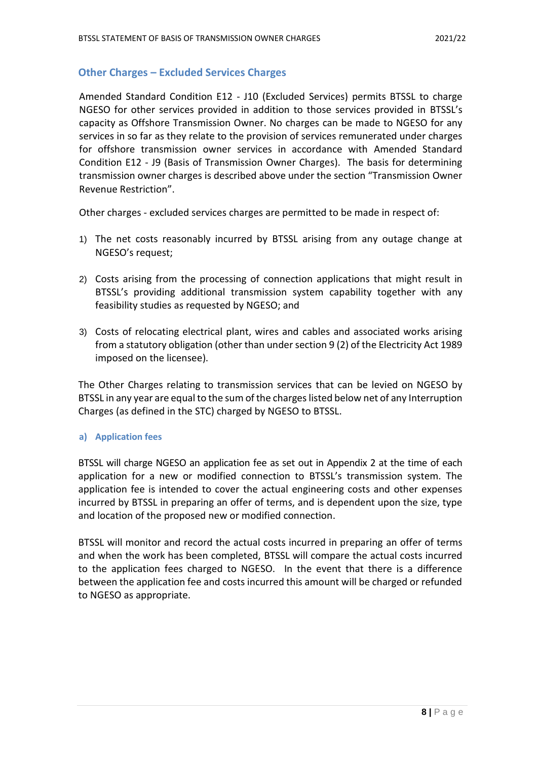## Other Charges – Excluded Services Charges

Amended Standard Condition E12 - J10 (Excluded Services) permits BTSSL to charge NGESO for other services provided in addition to those services provided in BTSSL's capacity as Offshore Transmission Owner. No charges can be made to NGESO for any services in so far as they relate to the provision of services remunerated under charges for offshore transmission owner services in accordance with Amended Standard Condition E12 - J9 (Basis of Transmission Owner Charges). The basis for determining transmission owner charges is described above under the section "Transmission Owner Revenue Restriction".

Other charges - excluded services charges are permitted to be made in respect of:

1) The net costs reasonably incurred by BTSSL arising from any outage change at NGESO's request;

2) Costs arising from the processing of connection applications that might result in BTSSL's providing additional transmission system capability together with any feasibility studies as requested by NGESO; and

3) Costs of relocating electrical plant, wires and cables and associated works arising from a statutory obligation (other than under section 9 (2) of the Electricity Act 1989 imposed on the licensee).

The Other Charges relating to transmission services that can be levied on NGESO by BTSSL in any year are equal to the sum of the charges listed below net of any Interruption Charges (as defined in the STC) charged by NGESO to BTSSL.

### a) Application fees

BTSSL will charge NGESO an application fee as set out in Appendix 2 at the time of each application for a new or modified connection to BTSSL's transmission system. The application fee is intended to cover the actual engineering costs and other expenses incurred by BTSSL in preparing an offer of terms, and is dependent upon the size, type and location of the proposed new or modified connection.

BTSSL will monitor and record the actual costs incurred in preparing an offer of terms and when the work has been completed, BTSSL will compare the actual costs incurred to the application fees charged to NGESO. In the event that there is a difference between the application fee and costs incurred this amount will be charged or refunded to NGESO as appropriate.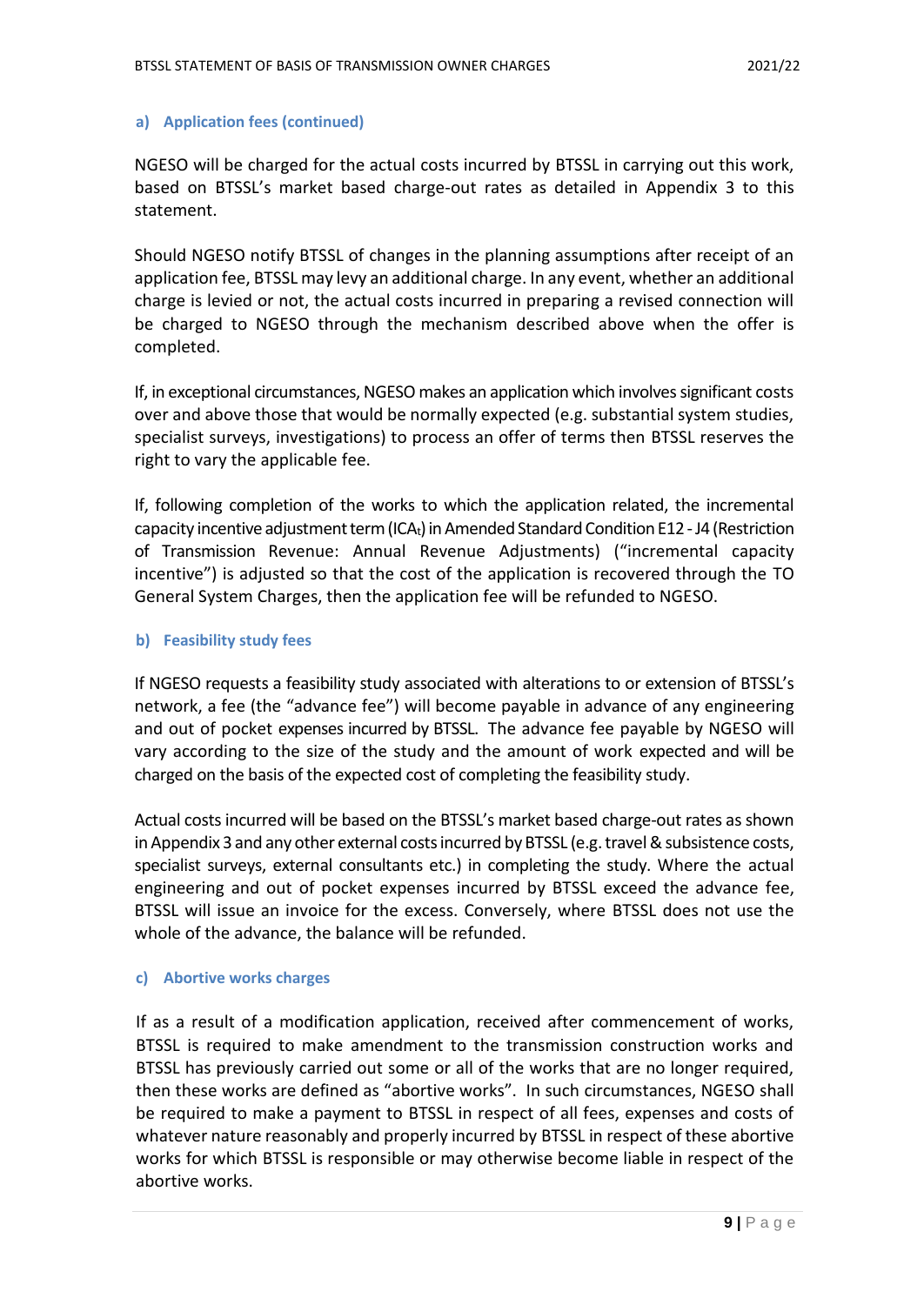### a) Application fees (continued)

NGESO will be charged for the actual costs incurred by BTSSL in carrying out this work, based on BTSSL's market based charge-out rates as detailed in Appendix 3 to this statement.

Should NGESO notify BTSSL of changes in the planning assumptions after receipt of an application fee, BTSSL may levy an additional charge. In any event, whether an additional charge is levied or not, the actual costs incurred in preparing a revised connection will be charged to NGESO through the mechanism described above when the offer is completed.

If, in exceptional circumstances, NGESO makes an application which involves significant costs over and above those that would be normally expected (e.g. substantial system studies, specialist surveys, investigations) to process an offer of terms then BTSSL reserves the right to vary the applicable fee.

If, following completion of the works to which the application related, the incremental capacity incentive adjustment term ($ICA_t$) in Amended Standard Condition E12 - J4 (Restriction of Transmission Revenue: Annual Revenue Adjustments) ("incremental capacity incentive") is adjusted so that the cost of the application is recovered through the TO General System Charges, then the application fee will be refunded to NGESO.

### b) Feasibility study fees

If NGESO requests a feasibility study associated with alterations to or extension of BTSSL's network, a fee (the "advance fee") will become payable in advance of any engineering and out of pocket expenses incurred by BTSSL. The advance fee payable by NGESO will vary according to the size of the study and the amount of work expected and will be charged on the basis of the expected cost of completing the feasibility study.

Actual costs incurred will be based on the BTSSL's market based charge-out rates as shown in Appendix 3 and any other external costs incurred by BTSSL (e.g. travel & subsistence costs, specialist surveys, external consultants etc.) in completing the study. Where the actual engineering and out of pocket expenses incurred by BTSSL exceed the advance fee, BTSSL will issue an invoice for the excess. Conversely, where BTSSL does not use the whole of the advance, the balance will be refunded.

### c) Abortive works charges

If as a result of a modification application, received after commencement of works, BTSSL is required to make amendment to the transmission construction works and BTSSL has previously carried out some or all of the works that are no longer required, then these works are defined as "abortive works". In such circumstances, NGESO shall be required to make a payment to BTSSL in respect of all fees, expenses and costs of whatever nature reasonably and properly incurred by BTSSL in respect of these abortive works for which BTSSL is responsible or may otherwise become liable in respect of the abortive works.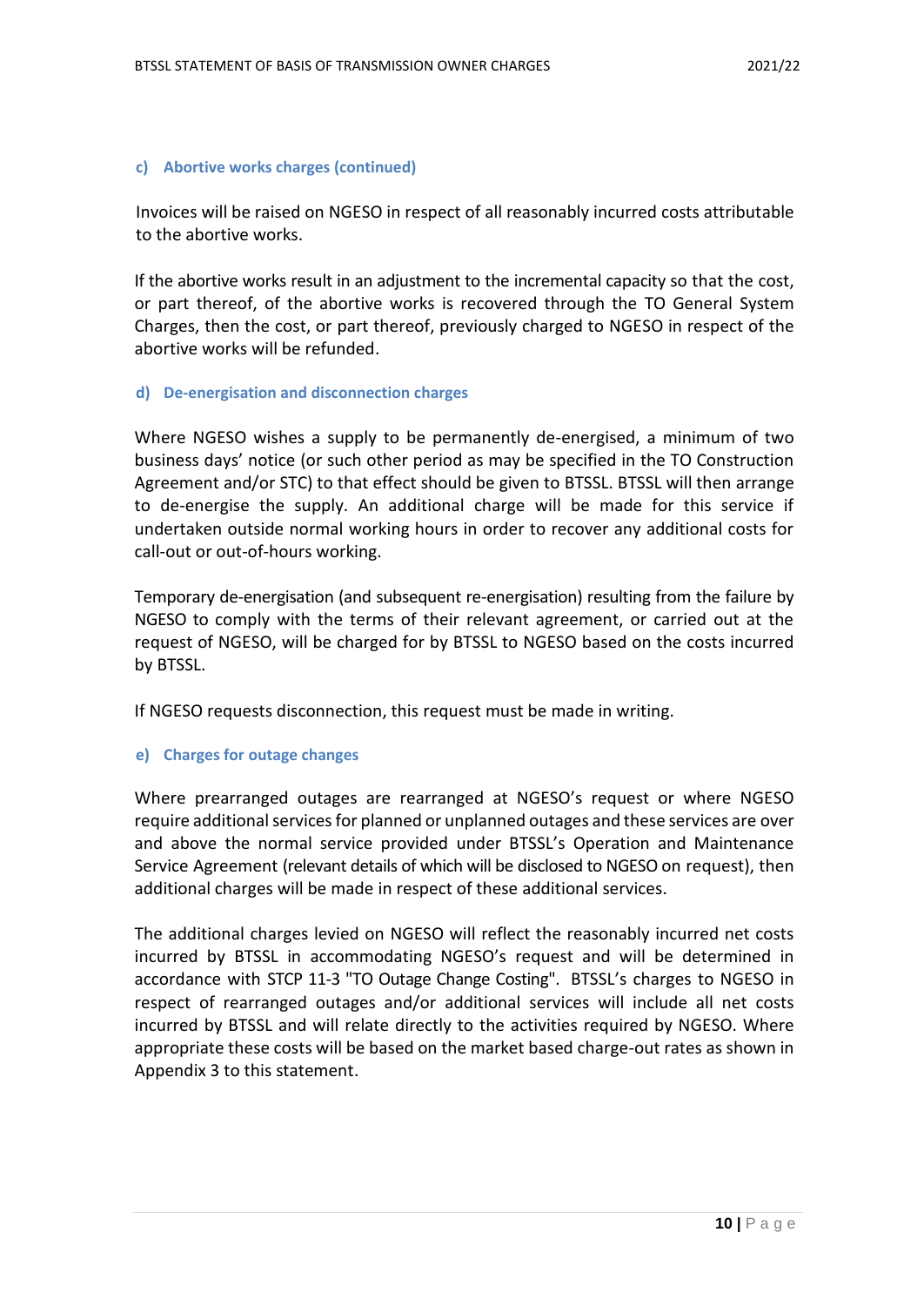#### c) Abortive works charges (continued)

Invoices will be raised on NGESO in respect of all reasonably incurred costs attributable to the abortive works.

If the abortive works result in an adjustment to the incremental capacity so that the cost, or part thereof, of the abortive works is recovered through the TO General System Charges, then the cost, or part thereof, previously charged to NGESO in respect of the abortive works will be refunded.

#### d) De-energisation and disconnection charges

Where NGESO wishes a supply to be permanently de-energised, a minimum of two business days' notice (or such other period as may be specified in the TO Construction Agreement and/or STC) to that effect should be given to BTSSL. BTSSL will then arrange to de-energise the supply. An additional charge will be made for this service if undertaken outside normal working hours in order to recover any additional costs for call-out or out-of-hours working.

Temporary de-energisation (and subsequent re-energisation) resulting from the failure by NGESO to comply with the terms of their relevant agreement, or carried out at the request of NGESO, will be charged for by BTSSL to NGESO based on the costs incurred by BTSSL.

If NGESO requests disconnection, this request must be made in writing.

#### e) Charges for outage changes

Where prearranged outages are rearranged at NGESO's request or where NGESO require additional services for planned or unplanned outages and these services are over and above the normal service provided under BTSSL's Operation and Maintenance Service Agreement (relevant details of which will be disclosed to NGESO on request), then additional charges will be made in respect of these additional services.

The additional charges levied on NGESO will reflect the reasonably incurred net costs incurred by BTSSL in accommodating NGESO's request and will be determined in accordance with STCP 11-3 "TO Outage Change Costing". BTSSL's charges to NGESO in respect of rearranged outages and/or additional services will include all net costs incurred by BTSSL and will relate directly to the activities required by NGESO. Where appropriate these costs will be based on the market based charge-out rates as shown in Appendix 3 to this statement.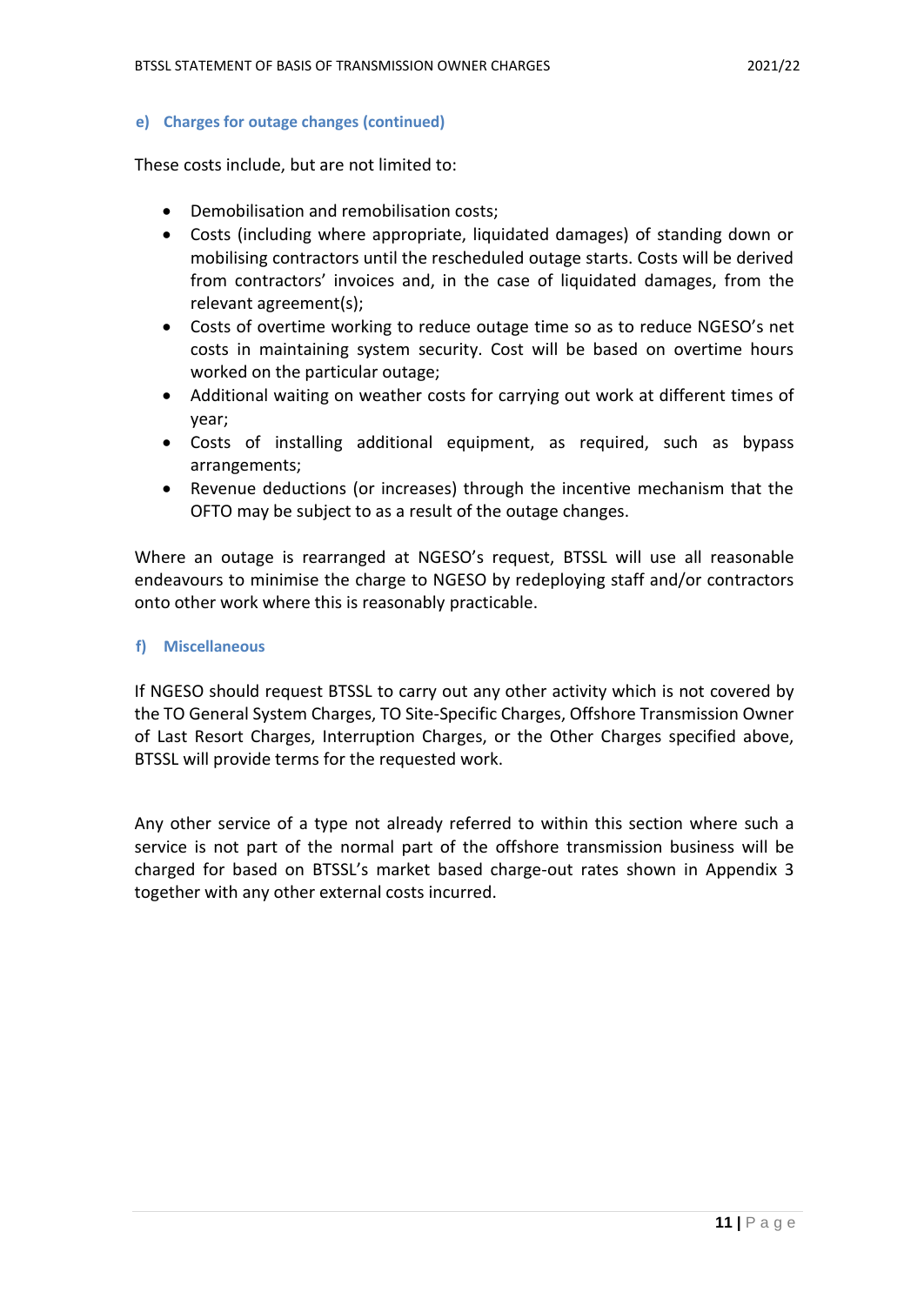#### e) Charges for outage changes (continued)

These costs include, but are not limited to:

- Demobilisation and remobilisation costs;
- Costs (including where appropriate, liquidated damages) of standing down or mobilising contractors until the rescheduled outage starts. Costs will be derived from contractors' invoices and, in the case of liquidated damages, from the relevant agreement(s);
- Costs of overtime working to reduce outage time so as to reduce NGESO's net costs in maintaining system security. Cost will be based on overtime hours worked on the particular outage;
- Additional waiting on weather costs for carrying out work at different times of year;
- Costs of installing additional equipment, as required, such as bypass arrangements;
- Revenue deductions (or increases) through the incentive mechanism that the OFTO may be subject to as a result of the outage changes.

Where an outage is rearranged at NGESO's request, BTSSL will use all reasonable endeavours to minimise the charge to NGESO by redeploying staff and/or contractors onto other work where this is reasonably practicable.

#### f) Miscellaneous

If NGESO should request BTSSL to carry out any other activity which is not covered by the TO General System Charges, TO Site-Specific Charges, Offshore Transmission Owner of Last Resort Charges, Interruption Charges, or the Other Charges specified above, BTSSL will provide terms for the requested work.

Any other service of a type not already referred to within this section where such a service is not part of the normal part of the offshore transmission business will be charged for based on BTSSL's market based charge-out rates shown in Appendix 3 together with any other external costs incurred.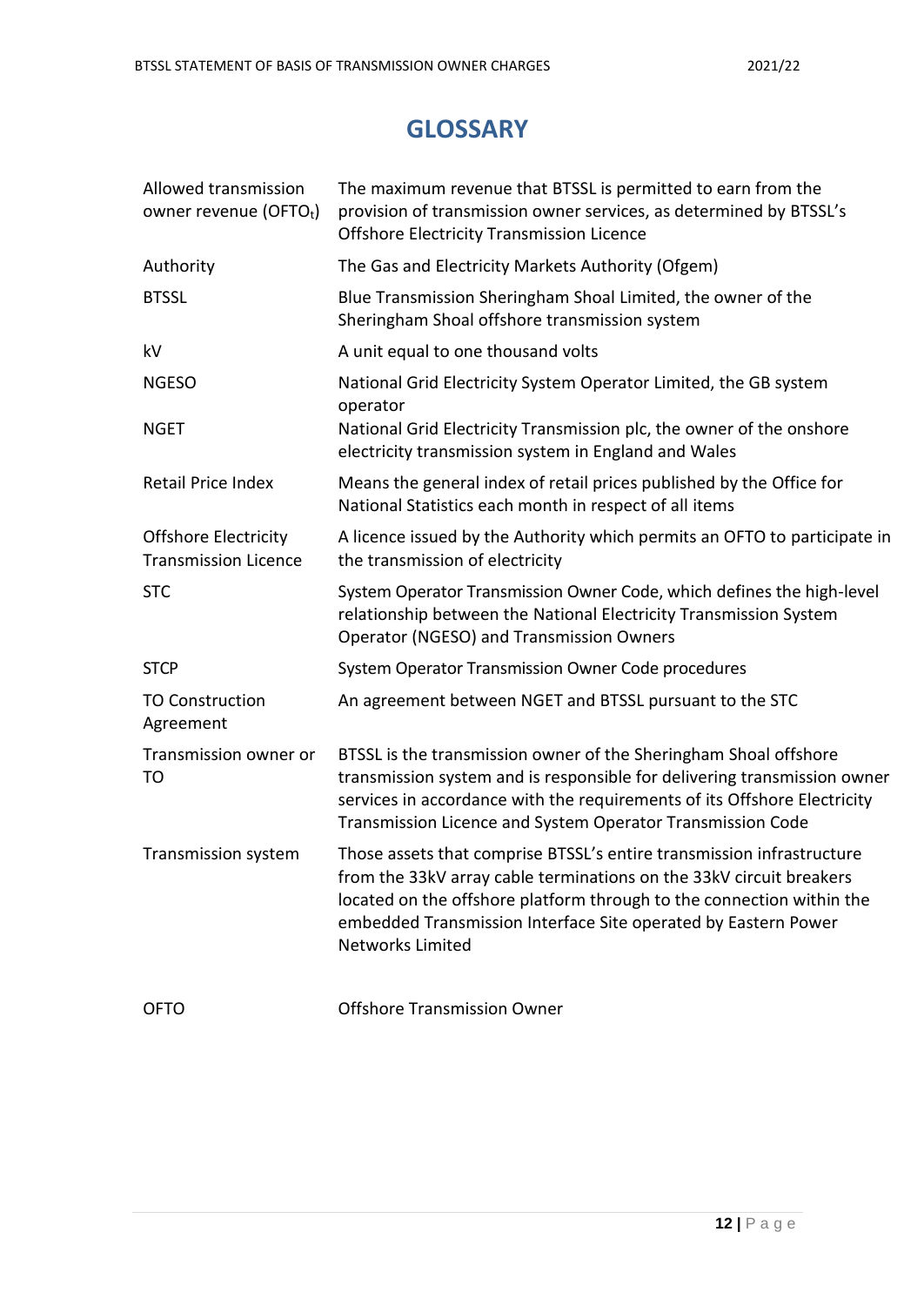# GLOSSARY

| | |
|---|---|
| Allowed transmission owner revenue ($OFTO_t$) | The maximum revenue that BTSSL is permitted to earn from the provision of transmission owner services, as determined by BTSSL's Offshore Electricity Transmission Licence |
| Authority | The Gas and Electricity Markets Authority (Ofgem) |
| BTSSL | Blue Transmission Sheringham Shoal Limited, the owner of the Sheringham Shoal offshore transmission system |
| kV | A unit equal to one thousand volts |
| NGESO | National Grid Electricity System Operator Limited, the GB system operator |
| NGET | National Grid Electricity Transmission plc, the owner of the onshore electricity transmission system in England and Wales |
| Retail Price Index | Means the general index of retail prices published by the Office for National Statistics each month in respect of all items |
| Offshore Electricity Transmission Licence | A licence issued by the Authority which permits an OFTO to participate in the transmission of electricity |
| STC | System Operator Transmission Owner Code, which defines the high-level relationship between the National Electricity Transmission System Operator (NGESO) and Transmission Owners |
| STCP | System Operator Transmission Owner Code procedures |
| TO Construction Agreement | An agreement between NGET and BTSSL pursuant to the STC |
| Transmission owner or TO | BTSSL is the transmission owner of the Sheringham Shoal offshore transmission system and is responsible for delivering transmission owner services in accordance with the requirements of its Offshore Electricity Transmission Licence and System Operator Transmission Code |
| Transmission system | Those assets that comprise BTSSL's entire transmission infrastructure from the 33kV array cable terminations on the 33kV circuit breakers located on the offshore platform through to the connection within the embedded Transmission Interface Site operated by Eastern Power Networks Limited |
| OFTO | Offshore Transmission Owner |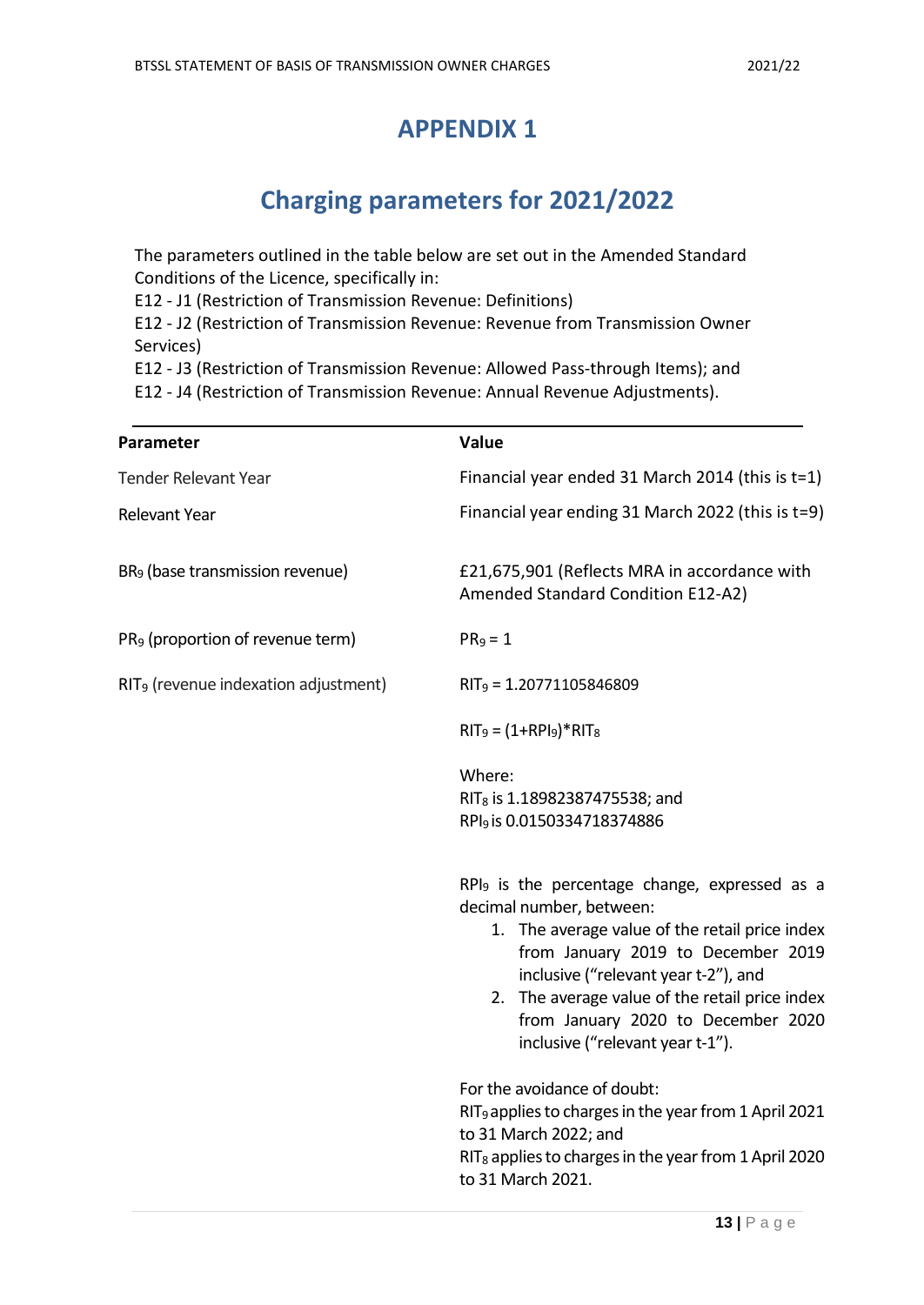# APPENDIX 1

## Charging parameters for 2021/2022

The parameters outlined in the table below are set out in the Amended Standard Conditions of the Licence, specifically in:

E12 - J1 (Restriction of Transmission Revenue: Definitions)

E12 - J2 (Restriction of Transmission Revenue: Revenue from Transmission Owner Services)

E12 - J3 (Restriction of Transmission Revenue: Allowed Pass-through Items); and

E12 - J4 (Restriction of Transmission Revenue: Annual Revenue Adjustments).

| Parameter | Value |
|---|---|
| Tender Relevant Year | Financial year ended 31 March 2014 (this is t=1) |
| Relevant Year | Financial year ending 31 March 2022 (this is t=9) |
| $BR_9$ (base transmission revenue) | £21,675,901 (Reflects MRA in accordance with Amended Standard Condition E12-A2) |
| $PR_9$ (proportion of revenue term) | $PR_9 = 1$ |
| $RIT_9$ (revenue indexation adjustment) | $RIT_9 = 1.20771105846809$<br><br>$RIT_9 = (1+RPI_9)*RIT_8$<br><br>Where:<br>$RIT_8$ is 1.18982387475538; and<br>$RPI_9$ is 0.0150334718374886<br><br>$RPI_9$ is the percentage change, expressed as a decimal number, between:<br>1. The average value of the retail price index from January 2019 to December 2019 inclusive ("relevant year t-2"), and<br>2. The average value of the retail price index from January 2020 to December 2020 inclusive ("relevant year t-1").<br><br>For the avoidance of doubt:<br>$RIT_9$ applies to charges in the year from 1 April 2021 to 31 March 2022; and<br>$RIT_8$ applies to charges in the year from 1 April 2020 to 31 March 2021. |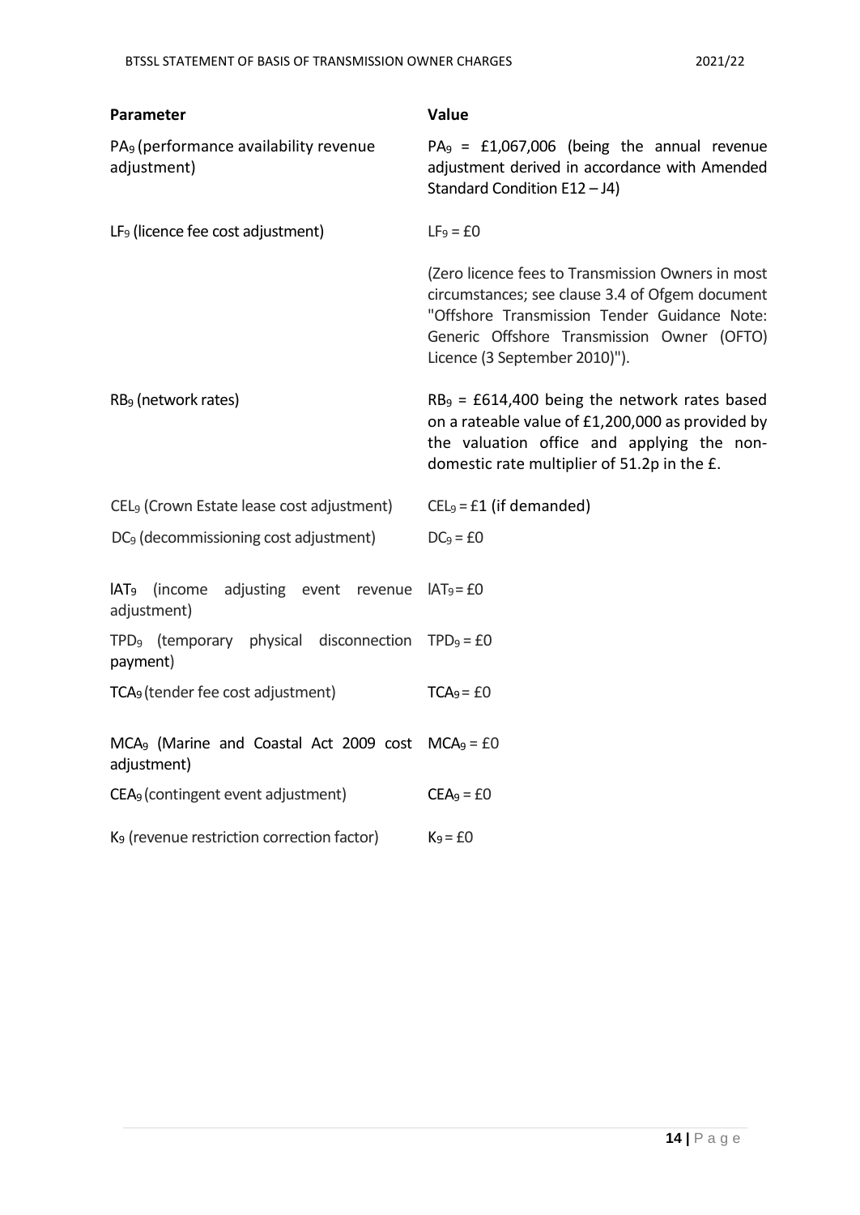| Parameter | Value |
|---|---|
| $PA_9$ (performance availability revenue adjustment) | $PA_9$ = £1,067,006 (being the annual revenue adjustment derived in accordance with Amended Standard Condition E12 – J4) |
| $LF_9$ (licence fee cost adjustment) | $LF_9$ = £0<br><br>(Zero licence fees to Transmission Owners in most circumstances; see clause 3.4 of Ofgem document "Offshore Transmission Tender Guidance Note: Generic Offshore Transmission Owner (OFTO) Licence (3 September 2010)"). |
| $RB_9$ (network rates) | $RB_9$ = £614,400 being the network rates based on a rateable value of £1,200,000 as provided by the valuation office and applying the non-domestic rate multiplier of 51.2p in the £. |
| $CEL_9$ (Crown Estate lease cost adjustment) | $CEL_9$ = £1 (if demanded) |
| $DC_9$ (decommissioning cost adjustment) | $DC_9$ = £0 |
| $IAT_9$ (income adjusting event revenue adjustment) | $IAT_9$ = £0 |
| $TPD_9$ (temporary physical disconnection payment) | $TPD_9$ = £0 |
| $TCA_9$ (tender fee cost adjustment) | $TCA_9$ = £0 |
| $MCA_9$ (Marine and Coastal Act 2009 cost adjustment) | $MCA_9$ = £0 |
| $CEA_9$ (contingent event adjustment) | $CEA_9$ = £0 |
| $K_9$ (revenue restriction correction factor) | $K_9$ = £0 |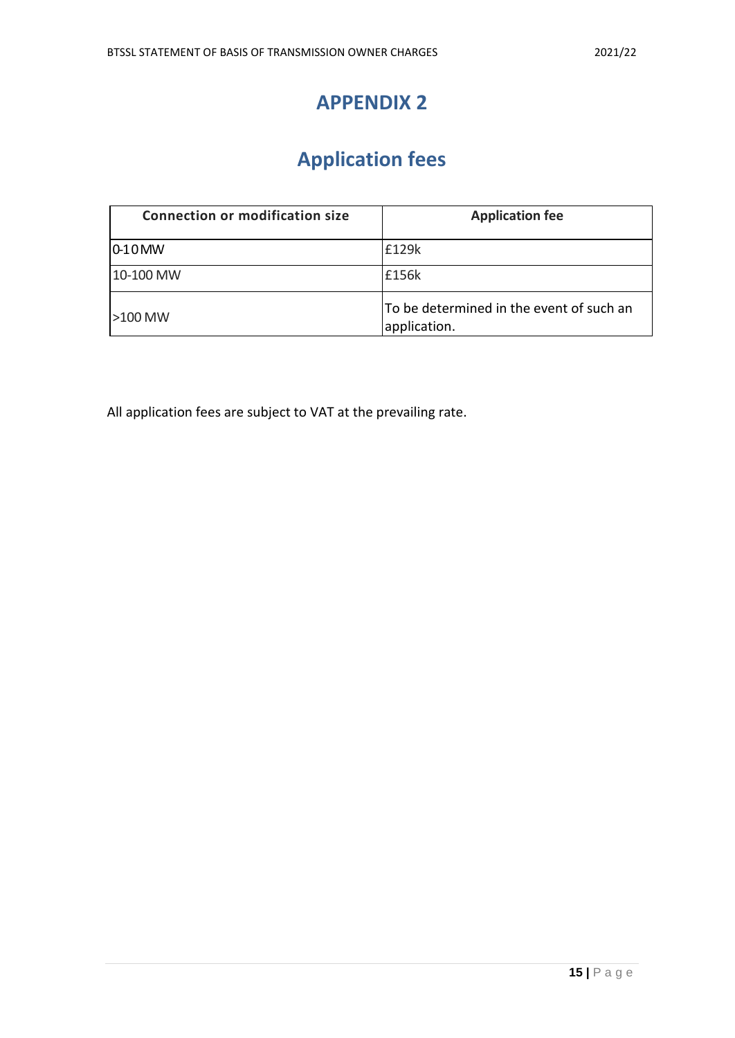# APPENDIX 2

## Application fees

| Connection or modification size | Application fee |
| --- | --- |
| 0-10 MW | £129k |
| 10-100 MW | £156k |
| >100 MW | To be determined in the event of such an application. |

All application fees are subject to VAT at the prevailing rate.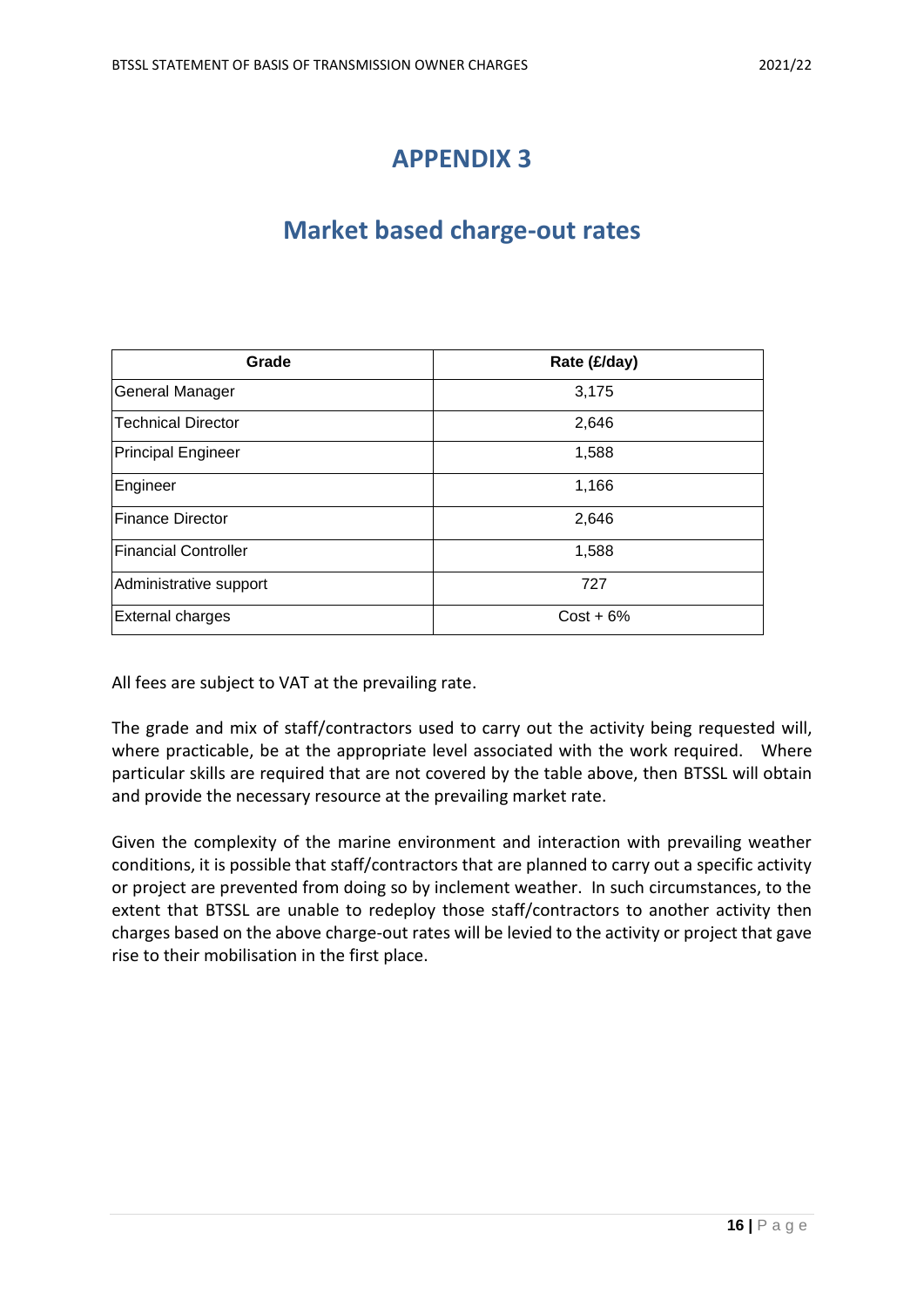# APPENDIX 3

## Market based charge-out rates

| Grade | Rate (£/day) |
| --- | --- |
| General Manager | 3,175 |
| Technical Director | 2,646 |
| Principal Engineer | 1,588 |
| Engineer | 1,166 |
| Finance Director | 2,646 |
| Financial Controller | 1,588 |
| Administrative support | 727 |
| External charges | Cost + 6% |

All fees are subject to VAT at the prevailing rate.

The grade and mix of staff/contractors used to carry out the activity being requested will, where practicable, be at the appropriate level associated with the work required. Where particular skills are required that are not covered by the table above, then BTSSL will obtain and provide the necessary resource at the prevailing market rate.

Given the complexity of the marine environment and interaction with prevailing weather conditions, it is possible that staff/contractors that are planned to carry out a specific activity or project are prevented from doing so by inclement weather. In such circumstances, to the extent that BTSSL are unable to redeploy those staff/contractors to another activity then charges based on the above charge-out rates will be levied to the activity or project that gave rise to their mobilisation in the first place.